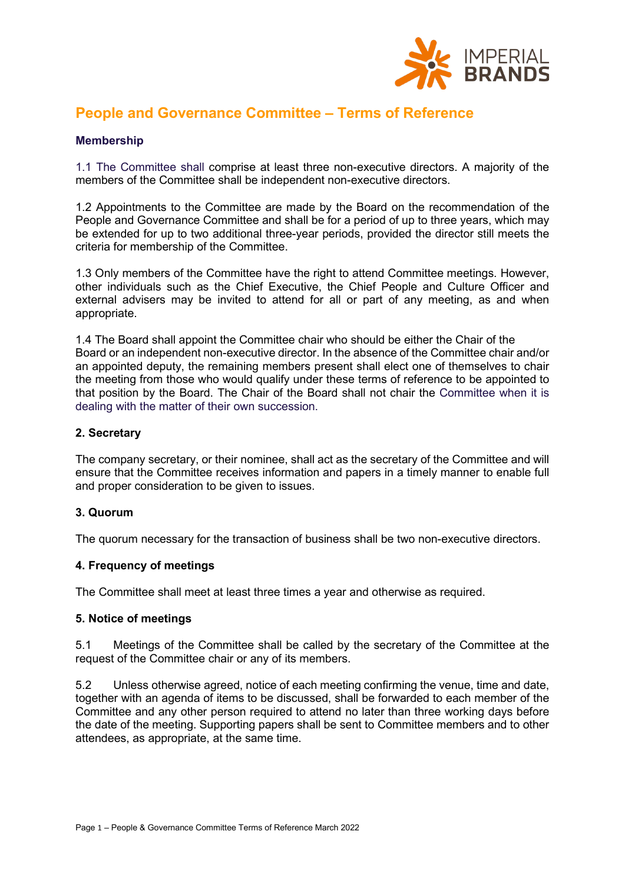# People and Governance Committee – Terms of Reference

### Membership

1.1 The Committee shall comprise at least three non-executive directors. A majority of the members of the Committee shall be independent non-executive directors.

1.2 Appointments to the Committee are made by the Board on the recommendation of the People and Governance Committee and shall be for a period of up to three years, which may be extended for up to two additional three-year periods, provided the director still meets the criteria for membership of the Committee.

1.3 Only members of the Committee have the right to attend Committee meetings. However, other individuals such as the Chief Executive, the Chief People and Culture Officer and external advisers may be invited to attend for all or part of any meeting, as and when appropriate.

1.4 The Board shall appoint the Committee chair who should be either the Chair of the Board or an independent non-executive director. In the absence of the Committee chair and/or an appointed deputy, the remaining members present shall elect one of themselves to chair the meeting from those who would qualify under these terms of reference to be appointed to that position by the Board. The Chair of the Board shall not chair the Committee when it is dealing with the matter of their own succession.

### 2. Secretary

The company secretary, or their nominee, shall act as the secretary of the Committee and will ensure that the Committee receives information and papers in a timely manner to enable full and proper consideration to be given to issues.

### 3. Quorum

The quorum necessary for the transaction of business shall be two non-executive directors.

### 4. Frequency of meetings

The Committee shall meet at least three times a year and otherwise as required.

### 5. Notice of meetings

5.1 Meetings of the Committee shall be called by the secretary of the Committee at the request of the Committee chair or any of its members.

5.2 Unless otherwise agreed, notice of each meeting confirming the venue, time and date, together with an agenda of items to be discussed, shall be forwarded to each member of the Committee and any other person required to attend no later than three working days before the date of the meeting. Supporting papers shall be sent to Committee members and to other attendees, as appropriate, at the same time.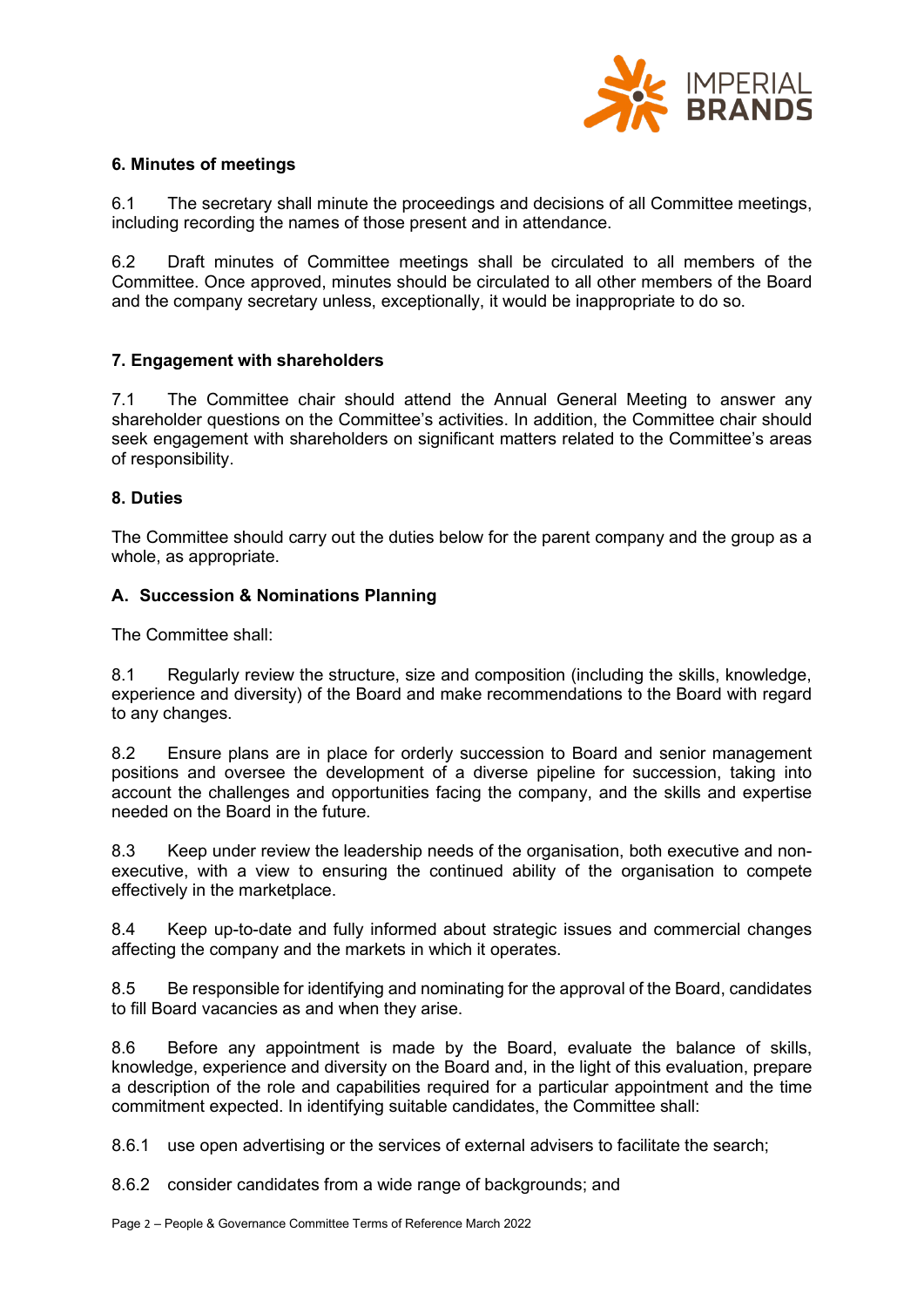**6. Minutes of meetings**

6.1 The secretary shall minute the proceedings and decisions of all Committee meetings, including recording the names of those present and in attendance.

6.2 Draft minutes of Committee meetings shall be circulated to all members of the Committee. Once approved, minutes should be circulated to all other members of the Board and the company secretary unless, exceptionally, it would be inappropriate to do so.

**7. Engagement with shareholders**

7.1 The Committee chair should attend the Annual General Meeting to answer any shareholder questions on the Committee's activities. In addition, the Committee chair should seek engagement with shareholders on significant matters related to the Committee's areas of responsibility.

**8. Duties**

The Committee should carry out the duties below for the parent company and the group as a whole, as appropriate.

**A. Succession & Nominations Planning**

The Committee shall:

8.1 Regularly review the structure, size and composition (including the skills, knowledge, experience and diversity) of the Board and make recommendations to the Board with regard to any changes.

8.2 Ensure plans are in place for orderly succession to Board and senior management positions and oversee the development of a diverse pipeline for succession, taking into account the challenges and opportunities facing the company, and the skills and expertise needed on the Board in the future.

8.3 Keep under review the leadership needs of the organisation, both executive and non-executive, with a view to ensuring the continued ability of the organisation to compete effectively in the marketplace.

8.4 Keep up-to-date and fully informed about strategic issues and commercial changes affecting the company and the markets in which it operates.

8.5 Be responsible for identifying and nominating for the approval of the Board, candidates to fill Board vacancies as and when they arise.

8.6 Before any appointment is made by the Board, evaluate the balance of skills, knowledge, experience and diversity on the Board and, in the light of this evaluation, prepare a description of the role and capabilities required for a particular appointment and the time commitment expected. In identifying suitable candidates, the Committee shall:

8.6.1 use open advertising or the services of external advisers to facilitate the search;

8.6.2 consider candidates from a wide range of backgrounds; and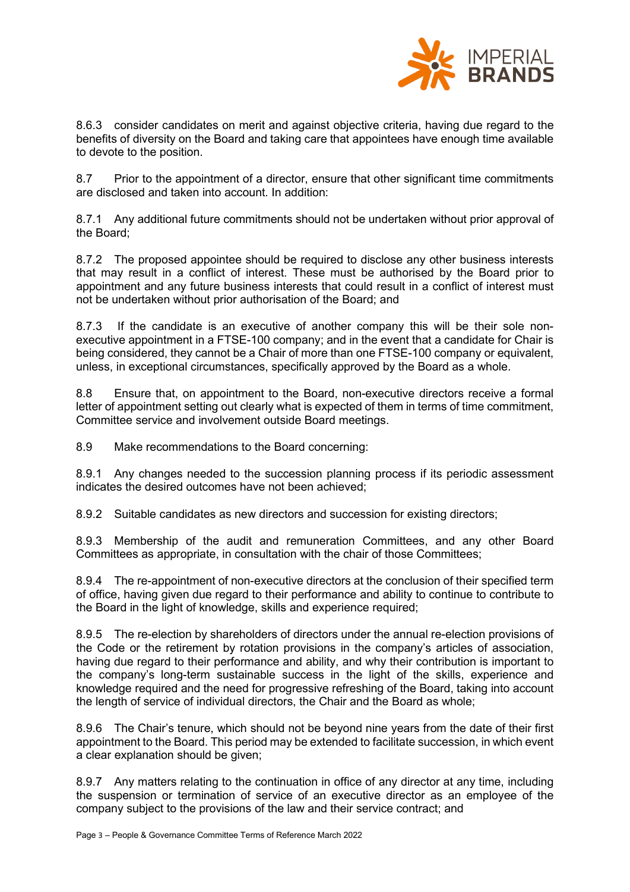8.6.3 consider candidates on merit and against objective criteria, having due regard to the benefits of diversity on the Board and taking care that appointees have enough time available to devote to the position.

8.7 Prior to the appointment of a director, ensure that other significant time commitments are disclosed and taken into account. In addition:

8.7.1 Any additional future commitments should not be undertaken without prior approval of the Board;

8.7.2 The proposed appointee should be required to disclose any other business interests that may result in a conflict of interest. These must be authorised by the Board prior to appointment and any future business interests that could result in a conflict of interest must not be undertaken without prior authorisation of the Board; and

8.7.3 If the candidate is an executive of another company this will be their sole non-executive appointment in a FTSE-100 company; and in the event that a candidate for Chair is being considered, they cannot be a Chair of more than one FTSE-100 company or equivalent, unless, in exceptional circumstances, specifically approved by the Board as a whole.

8.8 Ensure that, on appointment to the Board, non-executive directors receive a formal letter of appointment setting out clearly what is expected of them in terms of time commitment, Committee service and involvement outside Board meetings.

8.9 Make recommendations to the Board concerning:

8.9.1 Any changes needed to the succession planning process if its periodic assessment indicates the desired outcomes have not been achieved;

8.9.2 Suitable candidates as new directors and succession for existing directors;

8.9.3 Membership of the audit and remuneration Committees, and any other Board Committees as appropriate, in consultation with the chair of those Committees;

8.9.4 The re-appointment of non-executive directors at the conclusion of their specified term of office, having given due regard to their performance and ability to continue to contribute to the Board in the light of knowledge, skills and experience required;

8.9.5 The re-election by shareholders of directors under the annual re-election provisions of the Code or the retirement by rotation provisions in the company's articles of association, having due regard to their performance and ability, and why their contribution is important to the company's long-term sustainable success in the light of the skills, experience and knowledge required and the need for progressive refreshing of the Board, taking into account the length of service of individual directors, the Chair and the Board as whole;

8.9.6 The Chair's tenure, which should not be beyond nine years from the date of their first appointment to the Board. This period may be extended to facilitate succession, in which event a clear explanation should be given;

8.9.7 Any matters relating to the continuation in office of any director at any time, including the suspension or termination of service of an executive director as an employee of the company subject to the provisions of the law and their service contract; and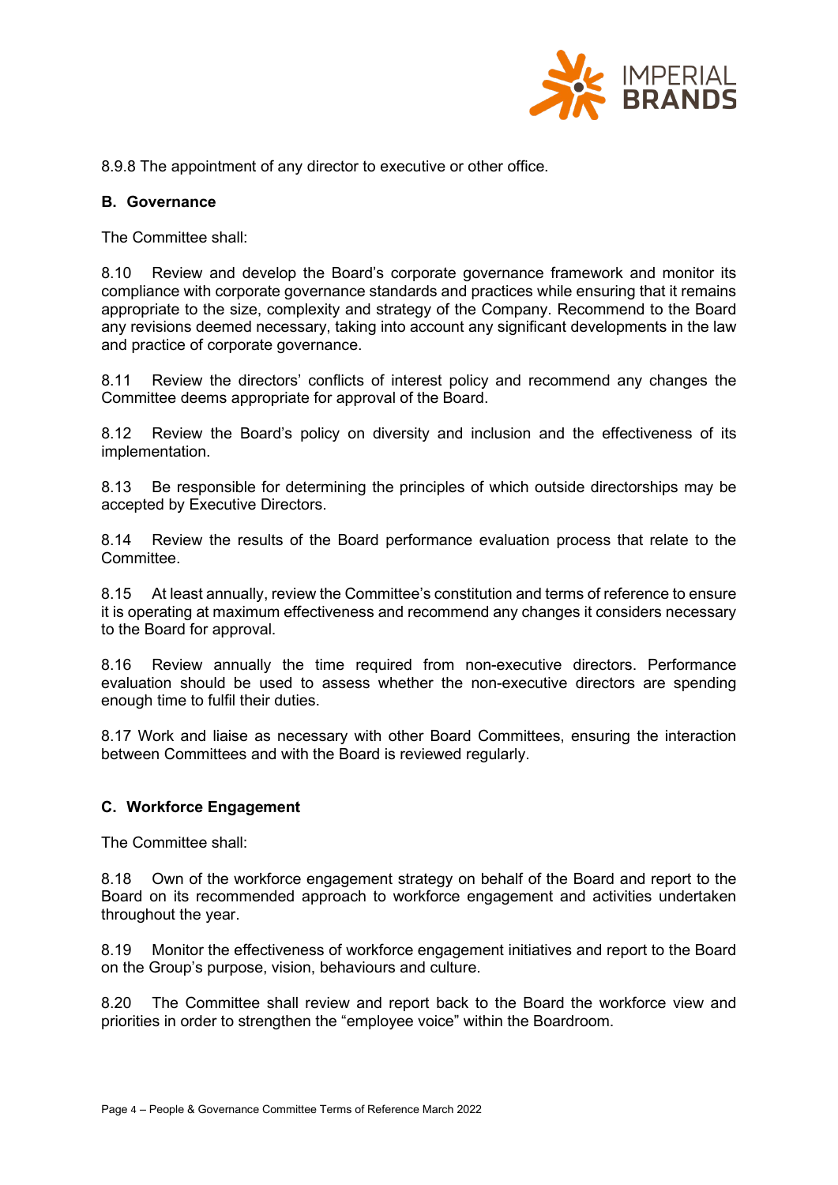8.9.8 The appointment of any director to executive or other office.

## B. Governance

The Committee shall:

8.10 Review and develop the Board's corporate governance framework and monitor its compliance with corporate governance standards and practices while ensuring that it remains appropriate to the size, complexity and strategy of the Company. Recommend to the Board any revisions deemed necessary, taking into account any significant developments in the law and practice of corporate governance.

8.11 Review the directors' conflicts of interest policy and recommend any changes the Committee deems appropriate for approval of the Board.

8.12 Review the Board's policy on diversity and inclusion and the effectiveness of its implementation.

8.13 Be responsible for determining the principles of which outside directorships may be accepted by Executive Directors.

8.14 Review the results of the Board performance evaluation process that relate to the Committee.

8.15 At least annually, review the Committee's constitution and terms of reference to ensure it is operating at maximum effectiveness and recommend any changes it considers necessary to the Board for approval.

8.16 Review annually the time required from non-executive directors. Performance evaluation should be used to assess whether the non-executive directors are spending enough time to fulfil their duties.

8.17 Work and liaise as necessary with other Board Committees, ensuring the interaction between Committees and with the Board is reviewed regularly.

## C. Workforce Engagement

The Committee shall:

8.18 Own of the workforce engagement strategy on behalf of the Board and report to the Board on its recommended approach to workforce engagement and activities undertaken throughout the year.

8.19 Monitor the effectiveness of workforce engagement initiatives and report to the Board on the Group's purpose, vision, behaviours and culture.

8.20 The Committee shall review and report back to the Board the workforce view and priorities in order to strengthen the "employee voice" within the Boardroom.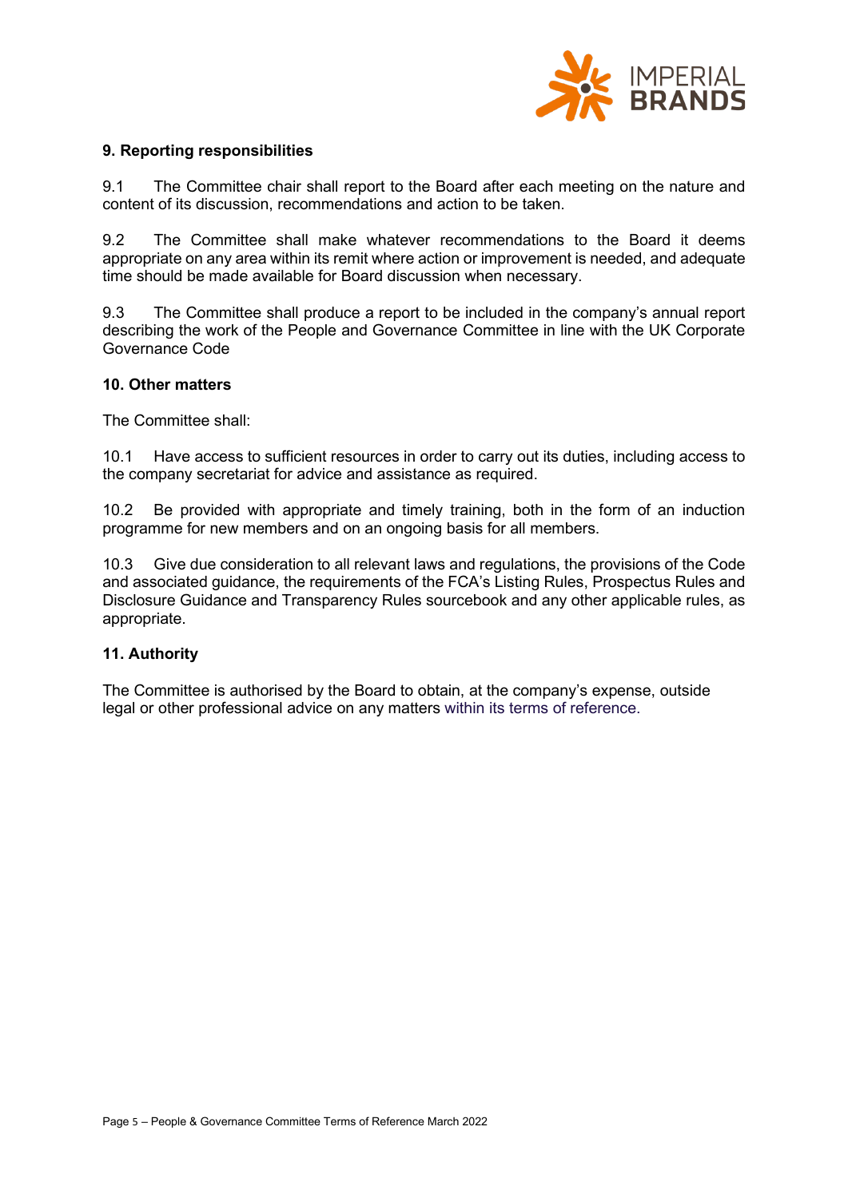## 9. Reporting responsibilities

9.1 The Committee chair shall report to the Board after each meeting on the nature and content of its discussion, recommendations and action to be taken.

9.2 The Committee shall make whatever recommendations to the Board it deems appropriate on any area within its remit where action or improvement is needed, and adequate time should be made available for Board discussion when necessary.

9.3 The Committee shall produce a report to be included in the company's annual report describing the work of the People and Governance Committee in line with the UK Corporate Governance Code

## 10. Other matters

The Committee shall:

10.1 Have access to sufficient resources in order to carry out its duties, including access to the company secretariat for advice and assistance as required.

10.2 Be provided with appropriate and timely training, both in the form of an induction programme for new members and on an ongoing basis for all members.

10.3 Give due consideration to all relevant laws and regulations, the provisions of the Code and associated guidance, the requirements of the FCA's Listing Rules, Prospectus Rules and Disclosure Guidance and Transparency Rules sourcebook and any other applicable rules, as appropriate.

## 11. Authority

The Committee is authorised by the Board to obtain, at the company's expense, outside legal or other professional advice on any matters within its terms of reference.